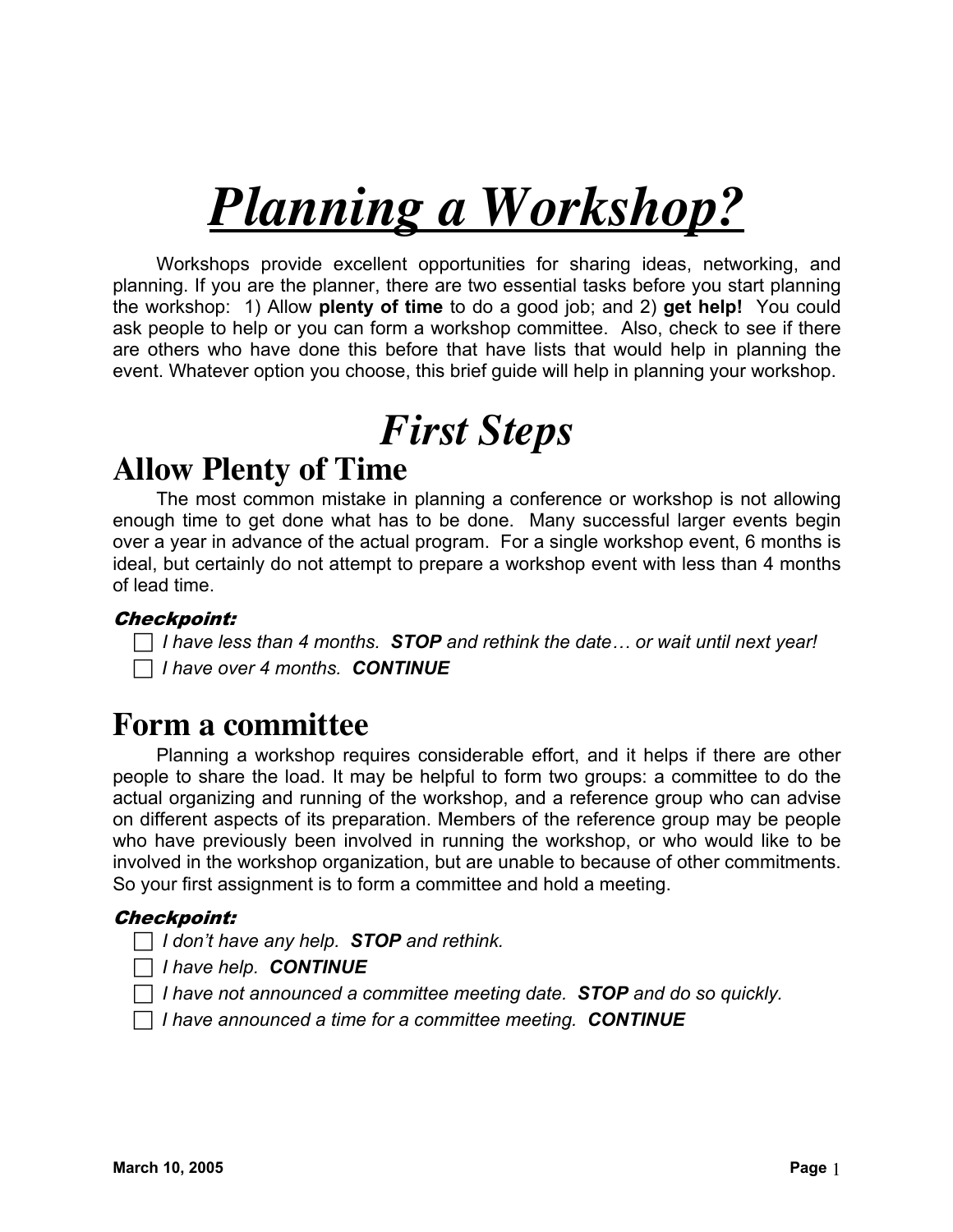# *Planning a Workshop?*

Workshops provide excellent opportunities for sharing ideas, networking, and planning. If you are the planner, there are two essential tasks before you start planning the workshop: 1) Allow **plenty of time** to do a good job; and 2) **get help!** You could ask people to help or you can form a workshop committee. Also, check to see if there are others who have done this before that have lists that would help in planning the event. Whatever option you choose, this brief guide will help in planning your workshop.

# *First Steps*

## Allow Plenty of Time

The most common mistake in planning a conference or workshop is not allowing enough time to get done what has to be done. Many successful larger events begin over a year in advance of the actual program. For a single workshop event, 6 months is ideal, but certainly do not attempt to prepare a workshop event with less than 4 months of lead time.

***Checkpoint:***

- ☐ *I have less than 4 months.* ***STOP*** *and rethink the date… or wait until next year!*
- ☐ *I have over 4 months.* ***CONTINUE***

## Form a committee

Planning a workshop requires considerable effort, and it helps if there are other people to share the load. It may be helpful to form two groups: a committee to do the actual organizing and running of the workshop, and a reference group who can advise on different aspects of its preparation. Members of the reference group may be people who have previously been involved in running the workshop, or who would like to be involved in the workshop organization, but are unable to because of other commitments. So your first assignment is to form a committee and hold a meeting.

***Checkpoint:***

- ☐ *I don't have any help.* ***STOP*** *and rethink.*
- ☐ *I have help.* ***CONTINUE***
- ☐ *I have not announced a committee meeting date.* ***STOP*** *and do so quickly.*
- ☐ *I have announced a time for a committee meeting.* ***CONTINUE***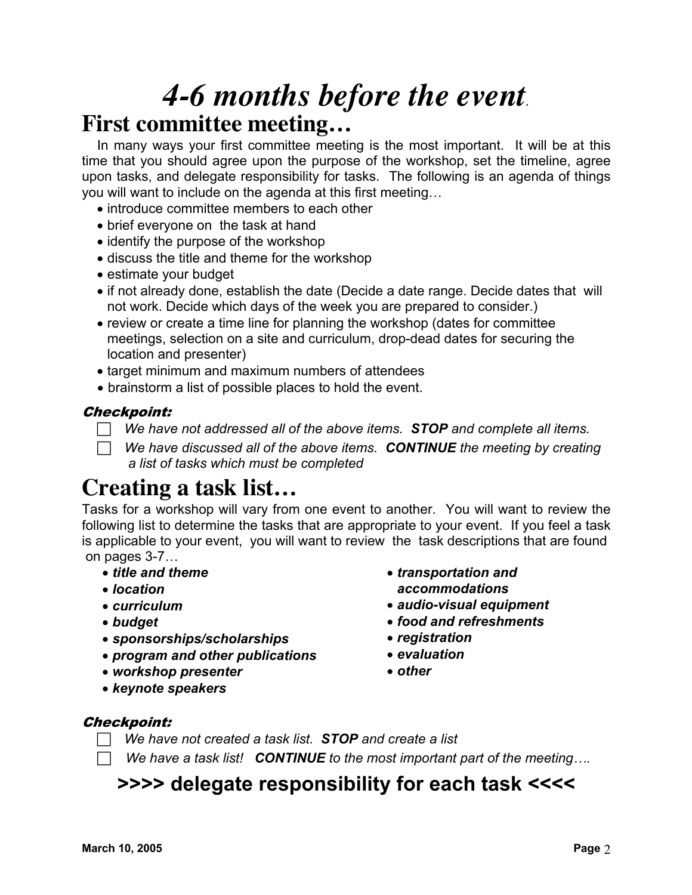# *4-6 months before the event.*

## First committee meeting…

In many ways your first committee meeting is the most important. It will be at this time that you should agree upon the purpose of the workshop, set the timeline, agree upon tasks, and delegate responsibility for tasks. The following is an agenda of things you will want to include on the agenda at this first meeting…

- introduce committee members to each other
- brief everyone on the task at hand
- identify the purpose of the workshop
- discuss the title and theme for the workshop
- estimate your budget
- if not already done, establish the date (Decide a date range. Decide dates that will not work. Decide which days of the week you are prepared to consider.)
- review or create a time line for planning the workshop (dates for committee meetings, selection on a site and curriculum, drop-dead dates for securing the location and presenter)
- target minimum and maximum numbers of attendees
- brainstorm a list of possible places to hold the event.

***Checkpoint:***

- ☐ *We have not addressed all of the above items.* ***STOP*** *and complete all items.*
- ☐ *We have discussed all of the above items.* ***CONTINUE*** *the meeting by creating a list of tasks which must be completed*

## Creating a task list…

Tasks for a workshop will vary from one event to another. You will want to review the following list to determine the tasks that are appropriate to your event. If you feel a task is applicable to your event, you will want to review the task descriptions that are found on pages 3-7…

- ***title and theme***
- ***location***
- ***curriculum***
- ***budget***
- ***sponsorships/scholarships***
- ***program and other publications***
- ***workshop presenter***
- ***keynote speakers***
- ***transportation and accommodations***
- ***audio-visual equipment***
- ***food and refreshments***
- ***registration***
- ***evaluation***
- ***other***

***Checkpoint:***

- ☐ *We have not created a task list.* ***STOP*** *and create a list*
- ☐ *We have a task list!* ***CONTINUE*** *to the most important part of the meeting….*

### >>>> delegate responsibility for each task <<<<

**March 10, 2005**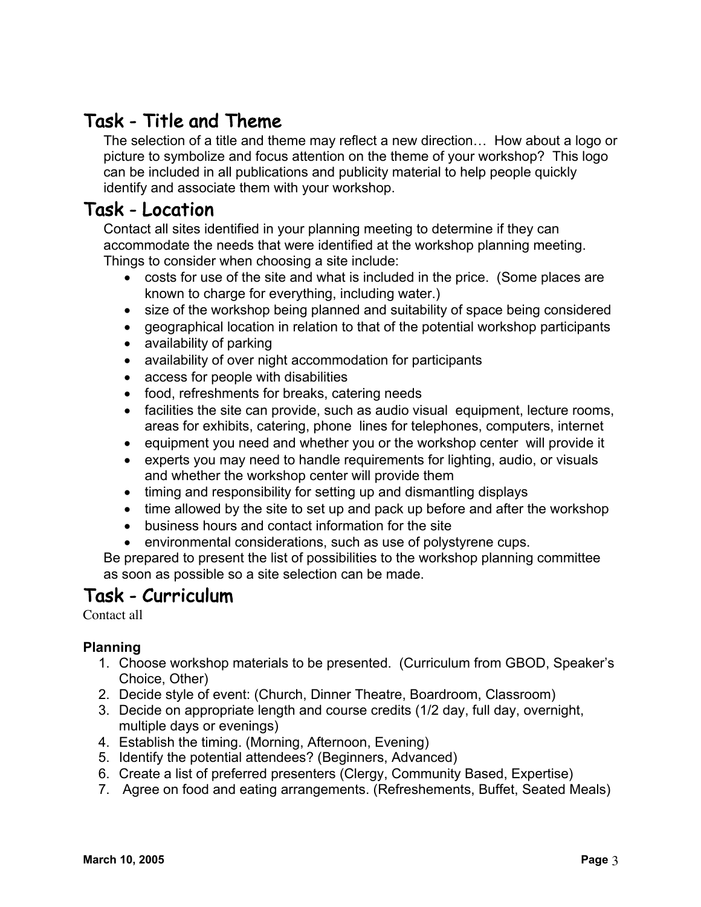## Task - Title and Theme

The selection of a title and theme may reflect a new direction… How about a logo or picture to symbolize and focus attention on the theme of your workshop? This logo can be included in all publications and publicity material to help people quickly identify and associate them with your workshop.

## Task - Location

Contact all sites identified in your planning meeting to determine if they can accommodate the needs that were identified at the workshop planning meeting. Things to consider when choosing a site include:

- costs for use of the site and what is included in the price. (Some places are known to charge for everything, including water.)
- size of the workshop being planned and suitability of space being considered
- geographical location in relation to that of the potential workshop participants
- availability of parking
- availability of over night accommodation for participants
- access for people with disabilities
- food, refreshments for breaks, catering needs
- facilities the site can provide, such as audio visual equipment, lecture rooms, areas for exhibits, catering, phone lines for telephones, computers, internet
- equipment you need and whether you or the workshop center will provide it
- experts you may need to handle requirements for lighting, audio, or visuals and whether the workshop center will provide them
- timing and responsibility for setting up and dismantling displays
- time allowed by the site to set up and pack up before and after the workshop
- business hours and contact information for the site
- environmental considerations, such as use of polystyrene cups.

Be prepared to present the list of possibilities to the workshop planning committee as soon as possible so a site selection can be made.

## Task - Curriculum

Contact all

### Planning

1. Choose workshop materials to be presented. (Curriculum from GBOD, Speaker's Choice, Other)
2. Decide style of event: (Church, Dinner Theatre, Boardroom, Classroom)
3. Decide on appropriate length and course credits (1/2 day, full day, overnight, multiple days or evenings)
4. Establish the timing. (Morning, Afternoon, Evening)
5. Identify the potential attendees? (Beginners, Advanced)
6. Create a list of preferred presenters (Clergy, Community Based, Expertise)
7. Agree on food and eating arrangements. (Refreshements, Buffet, Seated Meals)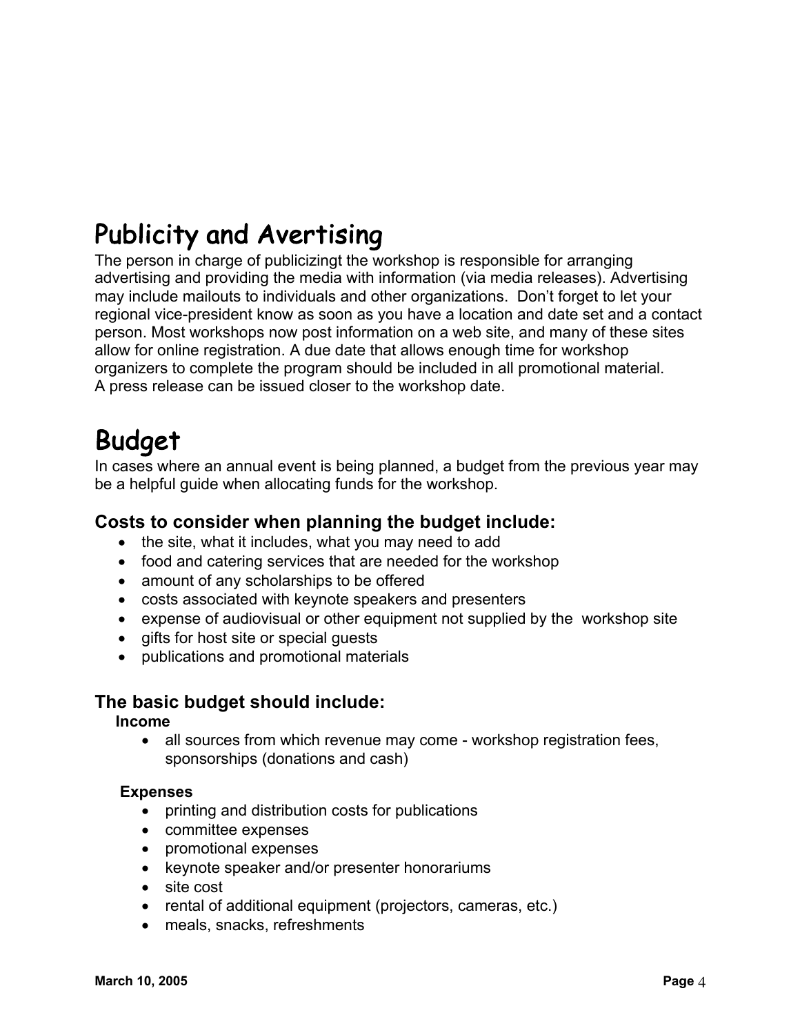# Publicity and Avertising

The person in charge of publicizingt the workshop is responsible for arranging advertising and providing the media with information (via media releases). Advertising may include mailouts to individuals and other organizations. Don't forget to let your regional vice-president know as soon as you have a location and date set and a contact person. Most workshops now post information on a web site, and many of these sites allow for online registration. A due date that allows enough time for workshop organizers to complete the program should be included in all promotional material.
A press release can be issued closer to the workshop date.

# Budget

In cases where an annual event is being planned, a budget from the previous year may be a helpful guide when allocating funds for the workshop.

### Costs to consider when planning the budget include:

- the site, what it includes, what you may need to add
- food and catering services that are needed for the workshop
- amount of any scholarships to be offered
- costs associated with keynote speakers and presenters
- expense of audiovisual or other equipment not supplied by the workshop site
- gifts for host site or special guests
- publications and promotional materials

### The basic budget should include:

**Income**

- all sources from which revenue may come - workshop registration fees, sponsorships (donations and cash)

**Expenses**

- printing and distribution costs for publications
- committee expenses
- promotional expenses
- keynote speaker and/or presenter honorariums
- site cost
- rental of additional equipment (projectors, cameras, etc.)
- meals, snacks, refreshments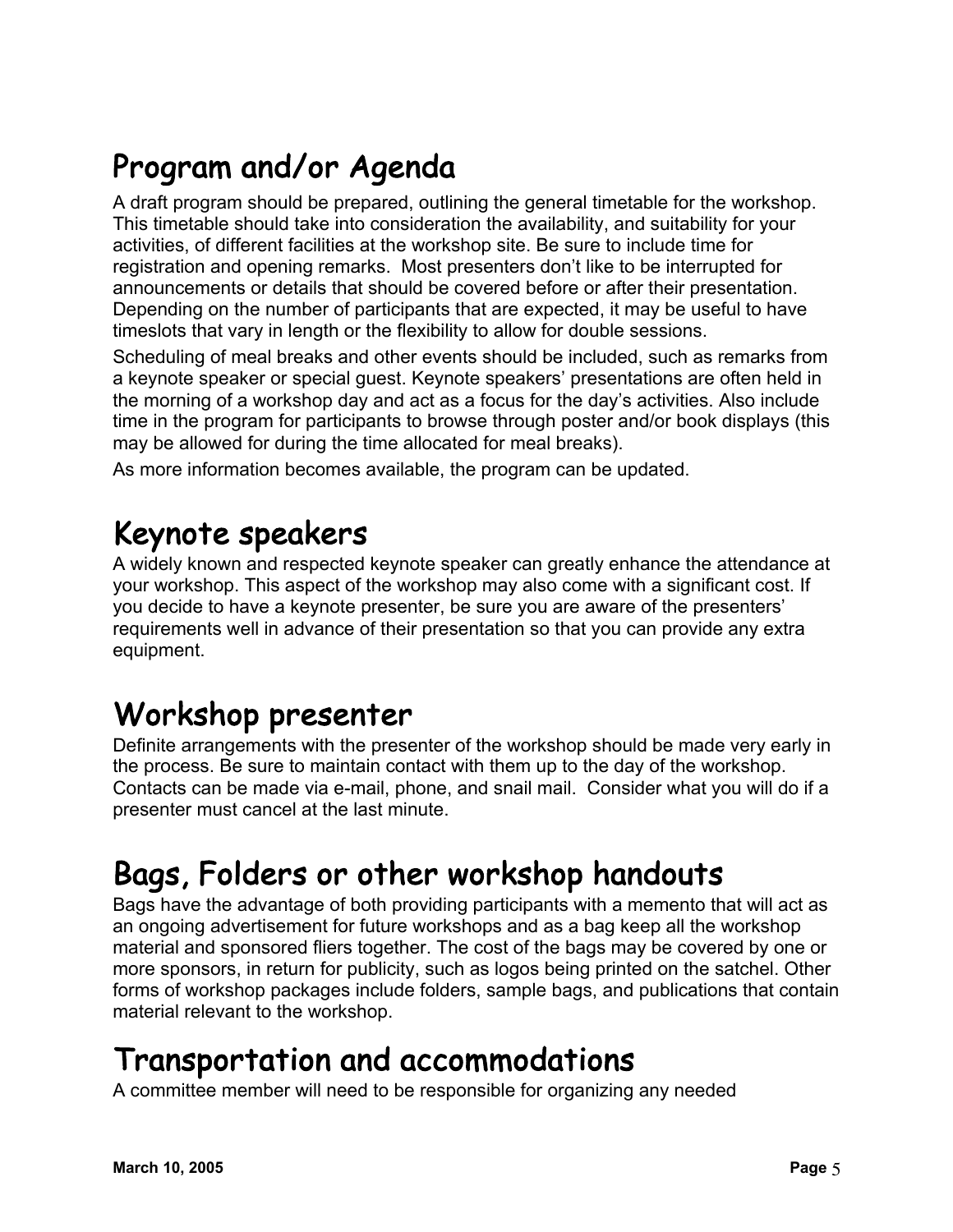## Program and/or Agenda

A draft program should be prepared, outlining the general timetable for the workshop. This timetable should take into consideration the availability, and suitability for your activities, of different facilities at the workshop site. Be sure to include time for registration and opening remarks. Most presenters don't like to be interrupted for announcements or details that should be covered before or after their presentation. Depending on the number of participants that are expected, it may be useful to have timeslots that vary in length or the flexibility to allow for double sessions.

Scheduling of meal breaks and other events should be included, such as remarks from a keynote speaker or special guest. Keynote speakers' presentations are often held in the morning of a workshop day and act as a focus for the day's activities. Also include time in the program for participants to browse through poster and/or book displays (this may be allowed for during the time allocated for meal breaks).

As more information becomes available, the program can be updated.

## Keynote speakers

A widely known and respected keynote speaker can greatly enhance the attendance at your workshop. This aspect of the workshop may also come with a significant cost. If you decide to have a keynote presenter, be sure you are aware of the presenters' requirements well in advance of their presentation so that you can provide any extra equipment.

## Workshop presenter

Definite arrangements with the presenter of the workshop should be made very early in the process. Be sure to maintain contact with them up to the day of the workshop. Contacts can be made via e-mail, phone, and snail mail. Consider what you will do if a presenter must cancel at the last minute.

## Bags, Folders or other workshop handouts

Bags have the advantage of both providing participants with a memento that will act as an ongoing advertisement for future workshops and as a bag keep all the workshop material and sponsored fliers together. The cost of the bags may be covered by one or more sponsors, in return for publicity, such as logos being printed on the satchel. Other forms of workshop packages include folders, sample bags, and publications that contain material relevant to the workshop.

## Transportation and accommodations

A committee member will need to be responsible for organizing any needed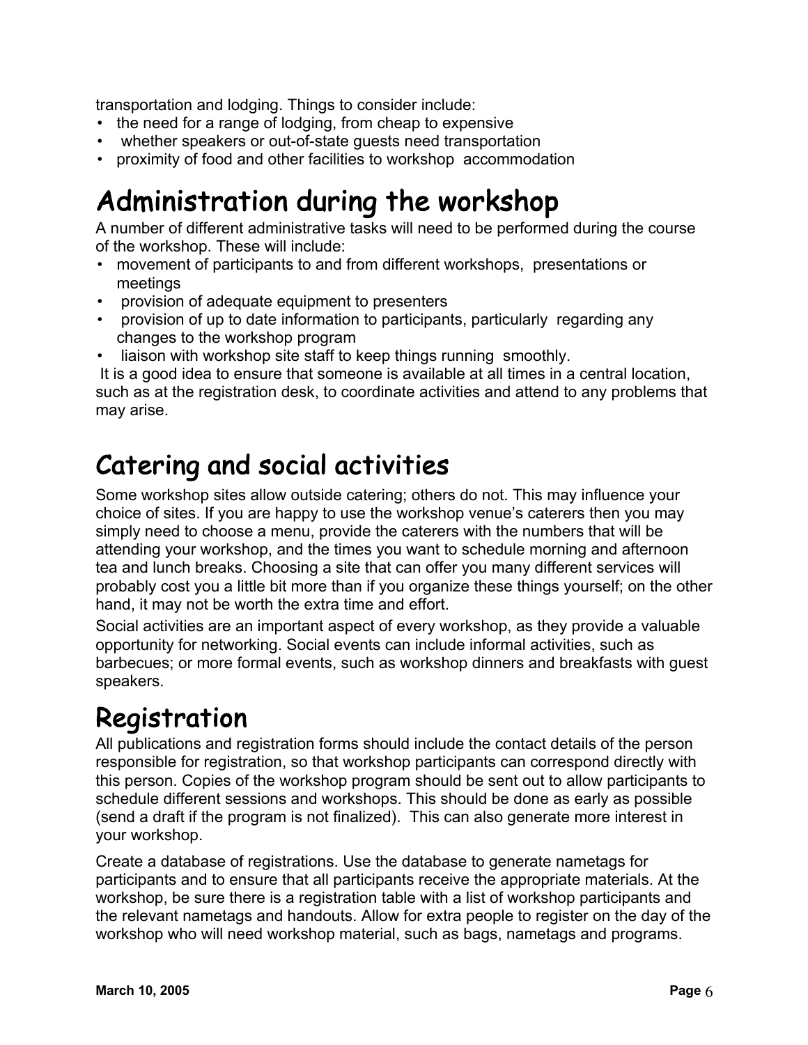transportation and lodging. Things to consider include:

- the need for a range of lodging, from cheap to expensive
- whether speakers or out-of-state guests need transportation
- proximity of food and other facilities to workshop accommodation

# Administration during the workshop

A number of different administrative tasks will need to be performed during the course of the workshop. These will include:

- movement of participants to and from different workshops, presentations or meetings
- provision of adequate equipment to presenters
- provision of up to date information to participants, particularly regarding any changes to the workshop program
- liaison with workshop site staff to keep things running smoothly.

It is a good idea to ensure that someone is available at all times in a central location, such as at the registration desk, to coordinate activities and attend to any problems that may arise.

# Catering and social activities

Some workshop sites allow outside catering; others do not. This may influence your choice of sites. If you are happy to use the workshop venue's caterers then you may simply need to choose a menu, provide the caterers with the numbers that will be attending your workshop, and the times you want to schedule morning and afternoon tea and lunch breaks. Choosing a site that can offer you many different services will probably cost you a little bit more than if you organize these things yourself; on the other hand, it may not be worth the extra time and effort.

Social activities are an important aspect of every workshop, as they provide a valuable opportunity for networking. Social events can include informal activities, such as barbecues; or more formal events, such as workshop dinners and breakfasts with guest speakers.

# Registration

All publications and registration forms should include the contact details of the person responsible for registration, so that workshop participants can correspond directly with this person. Copies of the workshop program should be sent out to allow participants to schedule different sessions and workshops. This should be done as early as possible (send a draft if the program is not finalized). This can also generate more interest in your workshop.

Create a database of registrations. Use the database to generate nametags for participants and to ensure that all participants receive the appropriate materials. At the workshop, be sure there is a registration table with a list of workshop participants and the relevant nametags and handouts. Allow for extra people to register on the day of the workshop who will need workshop material, such as bags, nametags and programs.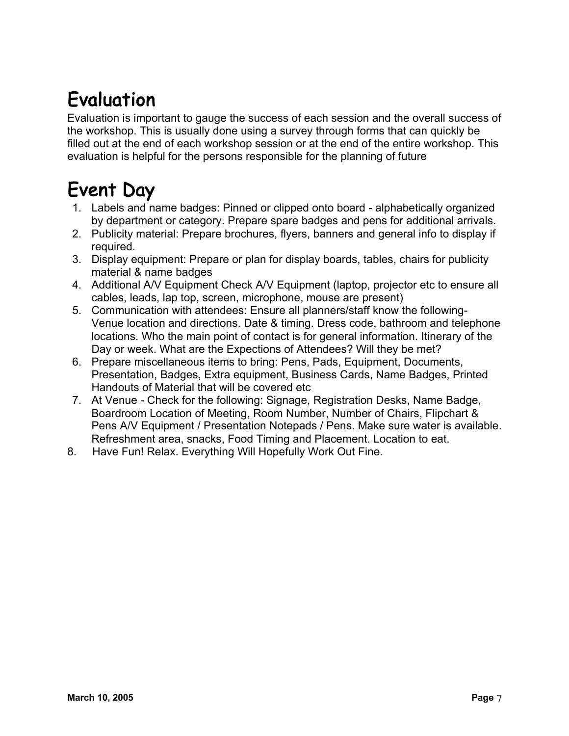# Evaluation

Evaluation is important to gauge the success of each session and the overall success of the workshop. This is usually done using a survey through forms that can quickly be filled out at the end of each workshop session or at the end of the entire workshop. This evaluation is helpful for the persons responsible for the planning of future

# Event Day

1. Labels and name badges: Pinned or clipped onto board - alphabetically organized by department or category. Prepare spare badges and pens for additional arrivals.
2. Publicity material: Prepare brochures, flyers, banners and general info to display if required.
3. Display equipment: Prepare or plan for display boards, tables, chairs for publicity material & name badges
4. Additional A/V Equipment Check A/V Equipment (laptop, projector etc to ensure all cables, leads, lap top, screen, microphone, mouse are present)
5. Communication with attendees: Ensure all planners/staff know the following- Venue location and directions. Date & timing. Dress code, bathroom and telephone locations. Who the main point of contact is for general information. Itinerary of the Day or week. What are the Expections of Attendees? Will they be met?
6. Prepare miscellaneous items to bring: Pens, Pads, Equipment, Documents, Presentation, Badges, Extra equipment, Business Cards, Name Badges, Printed Handouts of Material that will be covered etc
7. At Venue - Check for the following: Signage, Registration Desks, Name Badge, Boardroom Location of Meeting, Room Number, Number of Chairs, Flipchart & Pens A/V Equipment / Presentation Notepads / Pens. Make sure water is available. Refreshment area, snacks, Food Timing and Placement. Location to eat.
8. Have Fun! Relax. Everything Will Hopefully Work Out Fine.